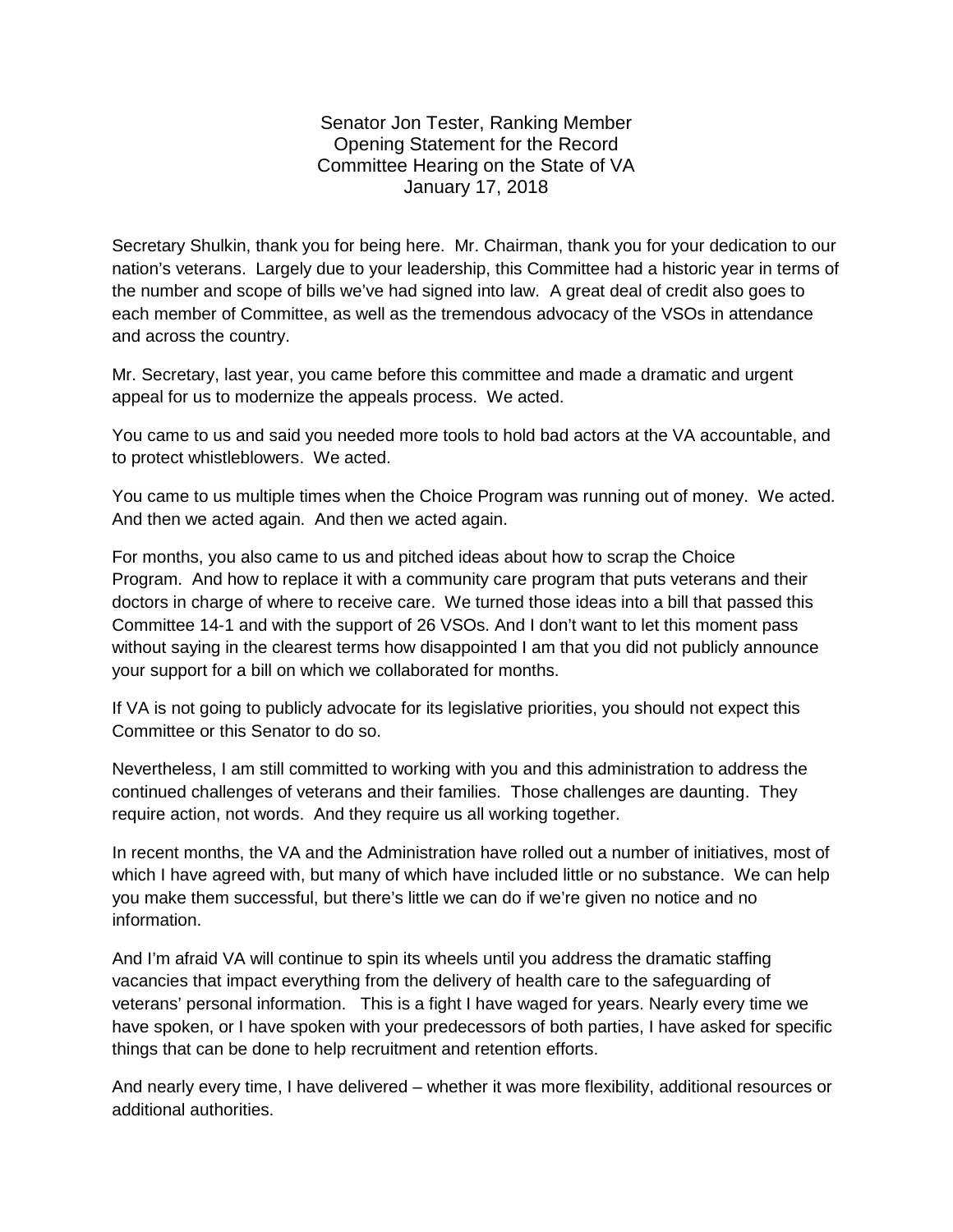Senator Jon Tester, Ranking Member
Opening Statement for the Record
Committee Hearing on the State of VA
January 17, 2018

Secretary Shulkin, thank you for being here. Mr. Chairman, thank you for your dedication to our nation's veterans. Largely due to your leadership, this Committee had a historic year in terms of the number and scope of bills we've had signed into law. A great deal of credit also goes to each member of Committee, as well as the tremendous advocacy of the VSOs in attendance and across the country.

Mr. Secretary, last year, you came before this committee and made a dramatic and urgent appeal for us to modernize the appeals process. We acted.

You came to us and said you needed more tools to hold bad actors at the VA accountable, and to protect whistleblowers. We acted.

You came to us multiple times when the Choice Program was running out of money. We acted. And then we acted again. And then we acted again.

For months, you also came to us and pitched ideas about how to scrap the Choice Program. And how to replace it with a community care program that puts veterans and their doctors in charge of where to receive care. We turned those ideas into a bill that passed this Committee 14-1 and with the support of 26 VSOs. And I don't want to let this moment pass without saying in the clearest terms how disappointed I am that you did not publicly announce your support for a bill on which we collaborated for months.

If VA is not going to publicly advocate for its legislative priorities, you should not expect this Committee or this Senator to do so.

Nevertheless, I am still committed to working with you and this administration to address the continued challenges of veterans and their families. Those challenges are daunting. They require action, not words. And they require us all working together.

In recent months, the VA and the Administration have rolled out a number of initiatives, most of which I have agreed with, but many of which have included little or no substance. We can help you make them successful, but there's little we can do if we're given no notice and no information.

And I'm afraid VA will continue to spin its wheels until you address the dramatic staffing vacancies that impact everything from the delivery of health care to the safeguarding of veterans' personal information. This is a fight I have waged for years. Nearly every time we have spoken, or I have spoken with your predecessors of both parties, I have asked for specific things that can be done to help recruitment and retention efforts.

And nearly every time, I have delivered – whether it was more flexibility, additional resources or additional authorities.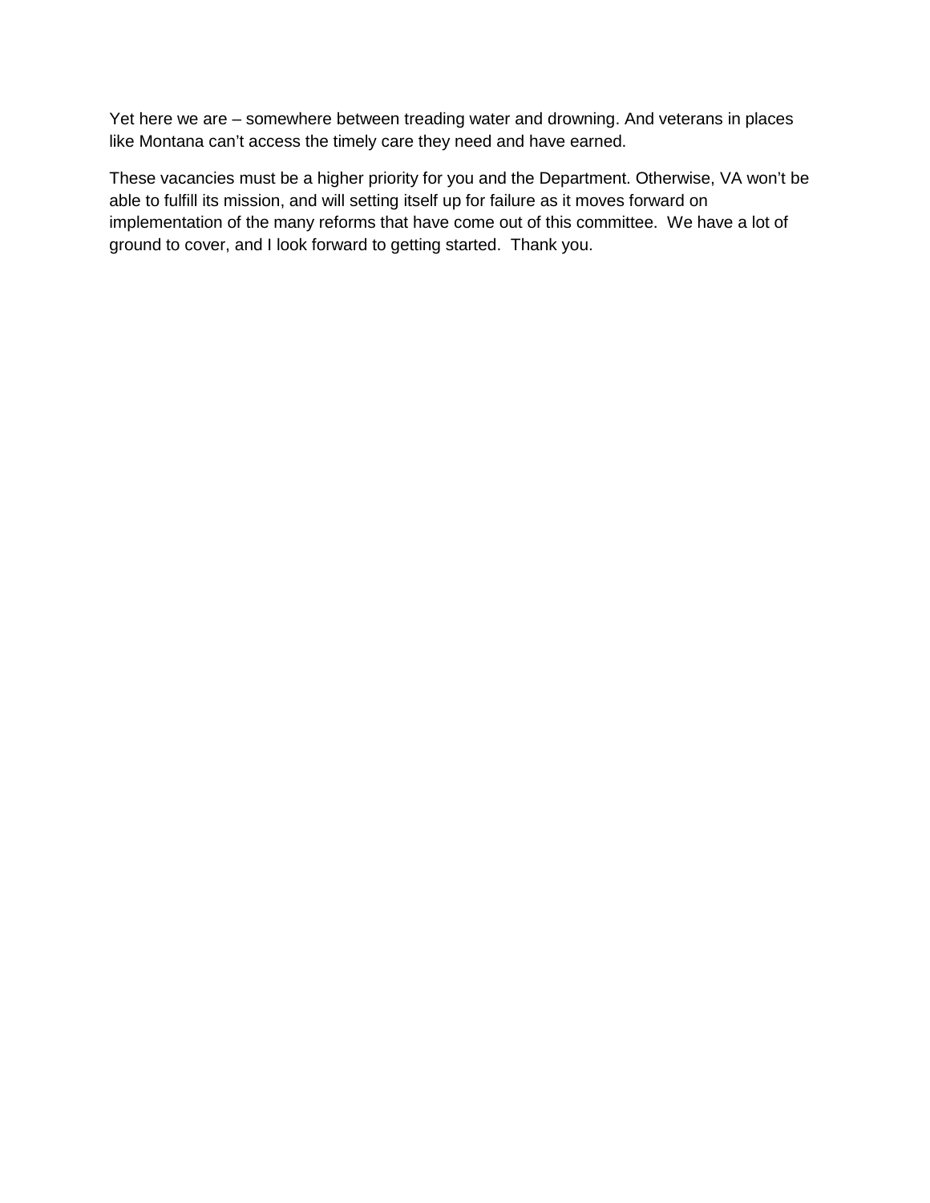Yet here we are – somewhere between treading water and drowning. And veterans in places like Montana can't access the timely care they need and have earned.

These vacancies must be a higher priority for you and the Department. Otherwise, VA won't be able to fulfill its mission, and will setting itself up for failure as it moves forward on implementation of the many reforms that have come out of this committee. We have a lot of ground to cover, and I look forward to getting started. Thank you.